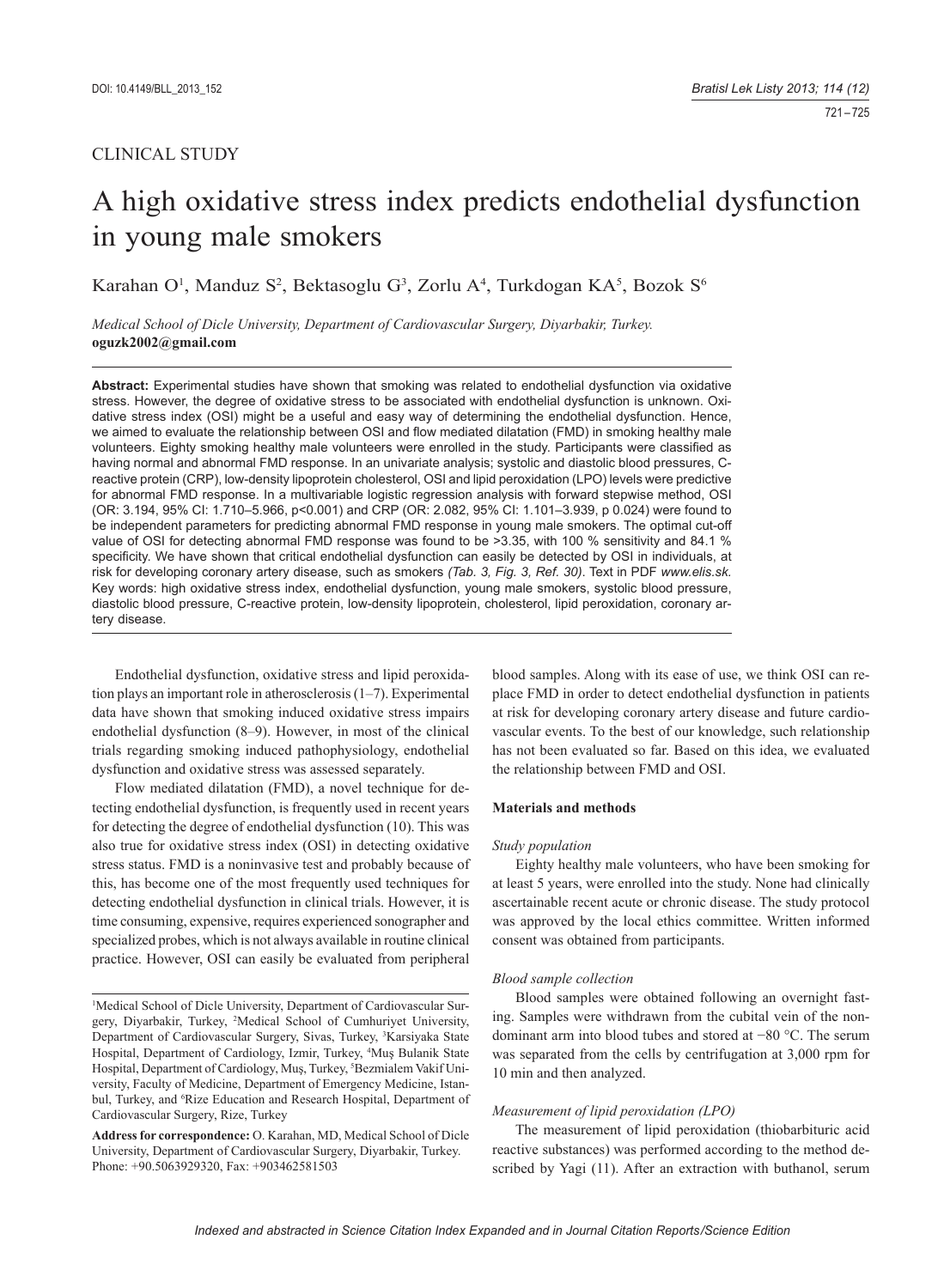CLINICAL STUDY

# A high oxidative stress index predicts endothelial dysfunction in young male smokers

Karahan O[1], Manduz S[2], Bektasoglu G[3], Zorlu A[4], Turkdogan KA[5], Bozok S[6]

*Medical School of Dicle University, Department of Cardiovascular Surgery, Diyarbakir, Turkey.*
**oguzk2002@gmail.com**

**Abstract:** Experimental studies have shown that smoking was related to endothelial dysfunction via oxidative stress. However, the degree of oxidative stress to be associated with endothelial dysfunction is unknown. Oxidative stress index (OSI) might be a useful and easy way of determining the endothelial dysfunction. Hence, we aimed to evaluate the relationship between OSI and flow mediated dilatation (FMD) in smoking healthy male volunteers. Eighty smoking healthy male volunteers were enrolled in the study. Participants were classified as having normal and abnormal FMD response. In an univariate analysis; systolic and diastolic blood pressures, C-reactive protein (CRP), low-density lipoprotein cholesterol, OSI and lipid peroxidation (LPO) levels were predictive for abnormal FMD response. In a multivariable logistic regression analysis with forward stepwise method, OSI (OR: 3.194, 95% CI: 1.710–5.966, p<0.001) and CRP (OR: 2.082, 95% CI: 1.101–3.939, p 0.024) were found to be independent parameters for predicting abnormal FMD response in young male smokers. The optimal cut-off value of OSI for detecting abnormal FMD response was found to be >3.35, with 100 % sensitivity and 84.1 % specificity. We have shown that critical endothelial dysfunction can easily be detected by OSI in individuals, at risk for developing coronary artery disease, such as smokers *(Tab. 3, Fig. 3, Ref. 30)*. Text in PDF *www.elis.sk.*
Key words: high oxidative stress index, endothelial dysfunction, young male smokers, systolic blood pressure, diastolic blood pressure, C-reactive protein, low-density lipoprotein, cholesterol, lipid peroxidation, coronary artery disease.

Endothelial dysfunction, oxidative stress and lipid peroxidation plays an important role in atherosclerosis (1–7). Experimental data have shown that smoking induced oxidative stress impairs endothelial dysfunction (8–9). However, in most of the clinical trials regarding smoking induced pathophysiology, endothelial dysfunction and oxidative stress was assessed separately.

Flow mediated dilatation (FMD), a novel technique for detecting endothelial dysfunction, is frequently used in recent years for detecting the degree of endothelial dysfunction (10). This was also true for oxidative stress index (OSI) in detecting oxidative stress status. FMD is a noninvasive test and probably because of this, has become one of the most frequently used techniques for detecting endothelial dysfunction in clinical trials. However, it is time consuming, expensive, requires experienced sonographer and specialized probes, which is not always available in routine clinical practice. However, OSI can easily be evaluated from peripheral blood samples. Along with its ease of use, we think OSI can replace FMD in order to detect endothelial dysfunction in patients at risk for developing coronary artery disease and future cardiovascular events. To the best of our knowledge, such relationship has not been evaluated so far. Based on this idea, we evaluated the relationship between FMD and OSI.

## Materials and methods

### *Study population*

Eighty healthy male volunteers, who have been smoking for at least 5 years, were enrolled into the study. None had clinically ascertainable recent acute or chronic disease. The study protocol was approved by the local ethics committee. Written informed consent was obtained from participants.

### *Blood sample collection*

Blood samples were obtained following an overnight fasting. Samples were withdrawn from the cubital vein of the non-dominant arm into blood tubes and stored at −80 °C. The serum was separated from the cells by centrifugation at 3,000 rpm for 10 min and then analyzed.

### *Measurement of lipid peroxidation (LPO)*

The measurement of lipid peroxidation (thiobarbituric acid reactive substances) was performed according to the method described by Yagi (11). After an extraction with buthanol, serum

---

[1]Medical School of Dicle University, Department of Cardiovascular Surgery, Diyarbakir, Turkey, [2]Medical School of Cumhuriyet University, Department of Cardiovascular Surgery, Sivas, Turkey, [3]Karsiyaka State Hospital, Department of Cardiology, Izmir, Turkey, [4]Muş Bulanik State Hospital, Department of Cardiology, Muş, Turkey, [5]Bezmialem Vakif University, Faculty of Medicine, Department of Emergency Medicine, Istanbul, Turkey, and [6]Rize Education and Research Hospital, Department of Cardiovascular Surgery, Rize, Turkey

**Address for correspondence:** O. Karahan, MD, Medical School of Dicle University, Department of Cardiovascular Surgery, Diyarbakir, Turkey. Phone: +90.5063929320, Fax: +903462581503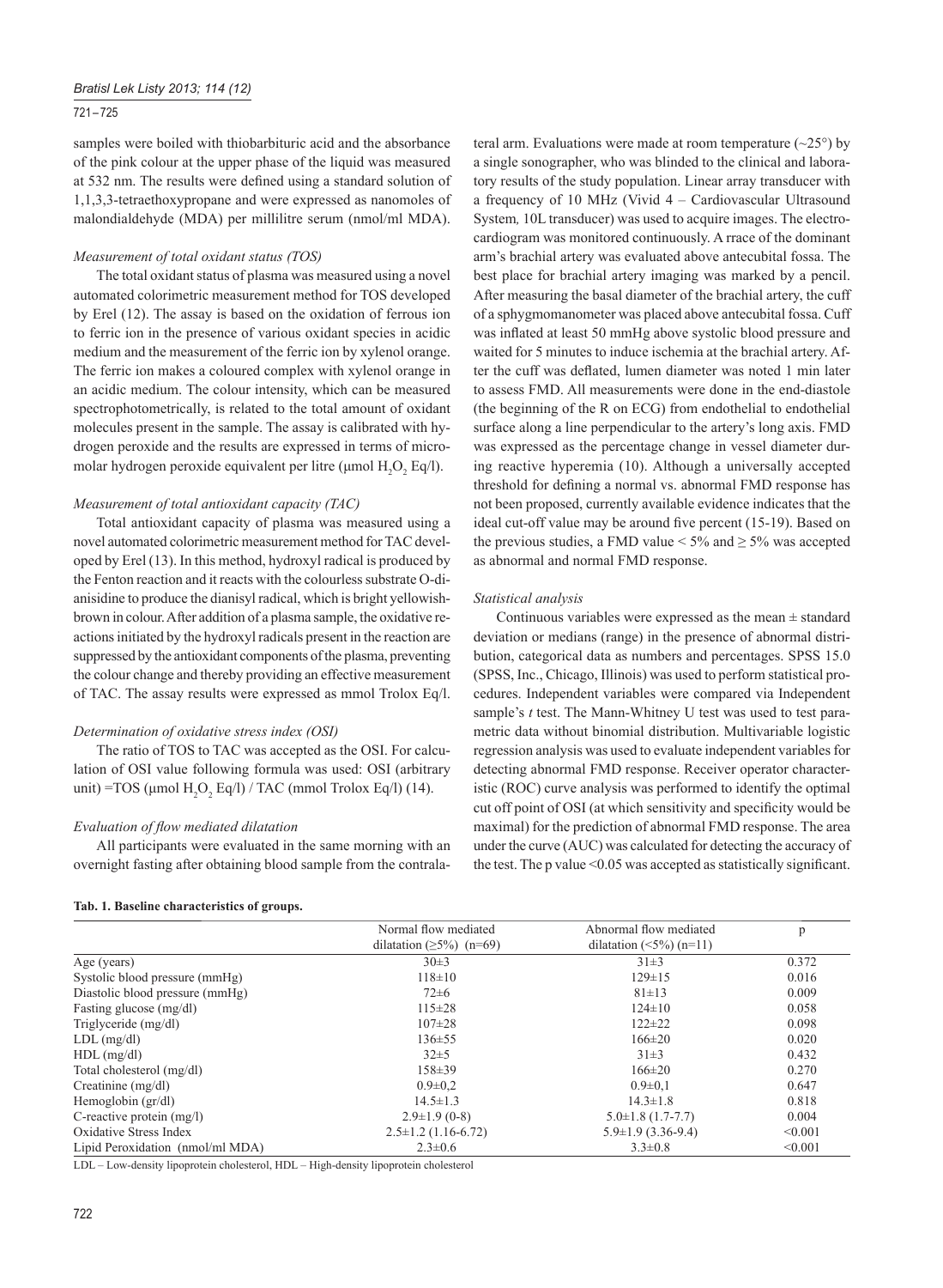samples were boiled with thiobarbituric acid and the absorbance of the pink colour at the upper phase of the liquid was measured at 532 nm. The results were defined using a standard solution of 1,1,3,3-tetraethoxypropane and were expressed as nanomoles of malondialdehyde (MDA) per millilitre serum (nmol/ml MDA).

### *Measurement of total oxidant status (TOS)*

The total oxidant status of plasma was measured using a novel automated colorimetric measurement method for TOS developed by Erel (12). The assay is based on the oxidation of ferrous ion to ferric ion in the presence of various oxidant species in acidic medium and the measurement of the ferric ion by xylenol orange. The ferric ion makes a coloured complex with xylenol orange in an acidic medium. The colour intensity, which can be measured spectrophotometrically, is related to the total amount of oxidant molecules present in the sample. The assay is calibrated with hydrogen peroxide and the results are expressed in terms of micromolar hydrogen peroxide equivalent per litre (μmol $H_2O_2$ Eq/l).

### *Measurement of total antioxidant capacity (TAC)*

Total antioxidant capacity of plasma was measured using a novel automated colorimetric measurement method for TAC developed by Erel (13). In this method, hydroxyl radical is produced by the Fenton reaction and it reacts with the colourless substrate O-dianisidine to produce the dianisyl radical, which is bright yellowish-brown in colour. After addition of a plasma sample, the oxidative reactions initiated by the hydroxyl radicals present in the reaction are suppressed by the antioxidant components of the plasma, preventing the colour change and thereby providing an effective measurement of TAC. The assay results were expressed as mmol Trolox Eq/l.

### *Determination of oxidative stress index (OSI)*

The ratio of TOS to TAC was accepted as the OSI. For calculation of OSI value following formula was used: OSI (arbitrary unit) =TOS (μmol $H_2O_2$ Eq/l) / TAC (mmol Trolox Eq/l) (14).

### *Evaluation of flow mediated dilatation*

All participants were evaluated in the same morning with an overnight fasting after obtaining blood sample from the contralateral arm. Evaluations were made at room temperature (~25°) by a single sonographer, who was blinded to the clinical and laboratory results of the study population. Linear array transducer with a frequency of 10 MHz (Vivid 4 – Cardiovascular Ultrasound System*,* 10L transducer) was used to acquire images. The electrocardiogram was monitored continuously. A rrace of the dominant arm's brachial artery was evaluated above antecubital fossa. The best place for brachial artery imaging was marked by a pencil. After measuring the basal diameter of the brachial artery, the cuff of a sphygmomanometer was placed above antecubital fossa. Cuff was inflated at least 50 mmHg above systolic blood pressure and waited for 5 minutes to induce ischemia at the brachial artery. After the cuff was deflated, lumen diameter was noted 1 min later to assess FMD. All measurements were done in the end-diastole (the beginning of the R on ECG) from endothelial to endothelial surface along a line perpendicular to the artery's long axis. FMD was expressed as the percentage change in vessel diameter during reactive hyperemia (10). Although a universally accepted threshold for defining a normal vs. abnormal FMD response has not been proposed, currently available evidence indicates that the ideal cut-off value may be around five percent (15-19). Based on the previous studies, a FMD value < 5% and ≥ 5% was accepted as abnormal and normal FMD response.

### *Statistical analysis*

Continuous variables were expressed as the mean ± standard deviation or medians (range) in the presence of abnormal distribution, categorical data as numbers and percentages. SPSS 15.0 (SPSS, Inc., Chicago, Illinois) was used to perform statistical procedures. Independent variables were compared via Independent sample's *t* test. The Mann-Whitney U test was used to test parametric data without binomial distribution. Multivariable logistic regression analysis was used to evaluate independent variables for detecting abnormal FMD response. Receiver operator characteristic (ROC) curve analysis was performed to identify the optimal cut off point of OSI (at which sensitivity and specificity would be maximal) for the prediction of abnormal FMD response. The area under the curve (AUC) was calculated for detecting the accuracy of the test. The p value <0.05 was accepted as statistically significant.

**Tab. 1. Baseline characteristics of groups.**

| | Normal flow mediated dilatation (≥5%) (n=69) | Abnormal flow mediated dilatation (<5%) (n=11) | p |
|---|---|---|---|
| Age (years) | 30±3 | 31±3 | 0.372 |
| Systolic blood pressure (mmHg) | 118±10 | 129±15 | 0.016 |
| Diastolic blood pressure (mmHg) | 72±6 | 81±13 | 0.009 |
| Fasting glucose (mg/dl) | 115±28 | 124±10 | 0.058 |
| Triglyceride (mg/dl) | 107±28 | 122±22 | 0.098 |
| LDL (mg/dl) | 136±55 | 166±20 | 0.020 |
| HDL (mg/dl) | 32±5 | 31±3 | 0.432 |
| Total cholesterol (mg/dl) | 158±39 | 166±20 | 0.270 |
| Creatinine (mg/dl) | 0.9±0,2 | 0.9±0,1 | 0.647 |
| Hemoglobin (gr/dl) | 14.5±1.3 | 14.3±1.8 | 0.818 |
| C-reactive protein (mg/l) | 2.9±1.9 (0-8) | 5.0±1.8 (1.7-7.7) | 0.004 |
| Oxidative Stress Index | 2.5±1.2 (1.16-6.72) | 5.9±1.9 (3.36-9.4) | <0.001 |
| Lipid Peroxidation (nmol/ml MDA) | 2.3±0.6 | 3.3±0.8 | <0.001 |

LDL – Low-density lipoprotein cholesterol, HDL – High-density lipoprotein cholesterol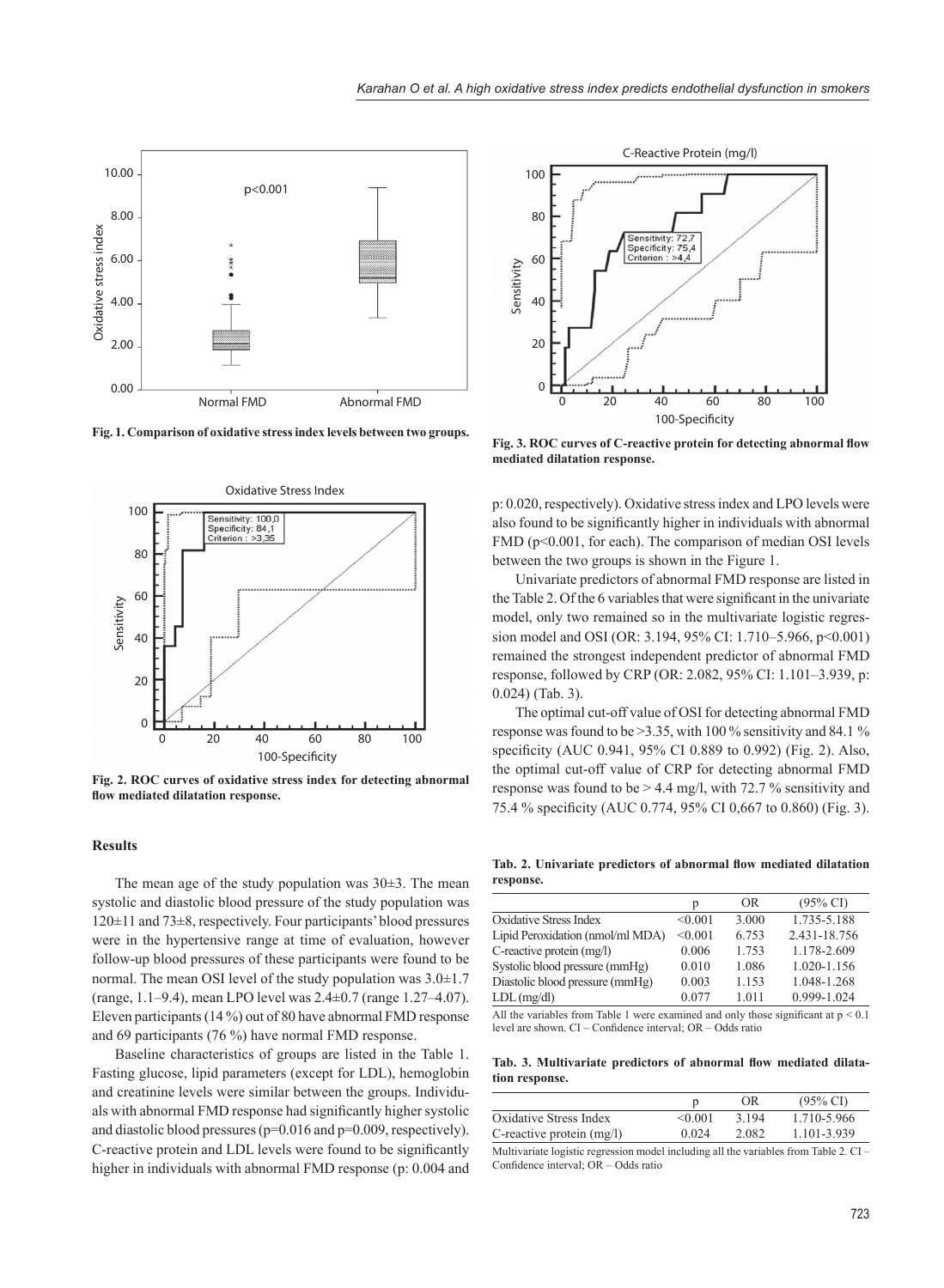Fig. 1. Comparison of oxidative stress index levels between two groups.

Fig. 2. ROC curves of oxidative stress index for detecting abnormal flow mediated dilatation response.

Fig. 3. ROC curves of C-reactive protein for detecting abnormal flow mediated dilatation response.

## Results

The mean age of the study population was 30±3. The mean systolic and diastolic blood pressure of the study population was 120±11 and 73±8, respectively. Four participants' blood pressures were in the hypertensive range at time of evaluation, however follow-up blood pressures of these participants were found to be normal. The mean OSI level of the study population was 3.0±1.7 (range, 1.1–9.4), mean LPO level was 2.4±0.7 (range 1.27–4.07). Eleven participants (14 %) out of 80 have abnormal FMD response and 69 participants (76 %) have normal FMD response.

Baseline characteristics of groups are listed in the Table 1. Fasting glucose, lipid parameters (except for LDL), hemoglobin and creatinine levels were similar between the groups. Individuals with abnormal FMD response had significantly higher systolic and diastolic blood pressures (p=0.016 and p=0.009, respectively). C-reactive protein and LDL levels were found to be significantly higher in individuals with abnormal FMD response (p: 0.004 and p: 0.020, respectively). Oxidative stress index and LPO levels were also found to be significantly higher in individuals with abnormal FMD (p<0.001, for each). The comparison of median OSI levels between the two groups is shown in the Figure 1.

Univariate predictors of abnormal FMD response are listed in the Table 2. Of the 6 variables that were significant in the univariate model, only two remained so in the multivariate logistic regression model and OSI (OR: 3.194, 95% CI: 1.710–5.966, p<0.001) remained the strongest independent predictor of abnormal FMD response, followed by CRP (OR: 2.082, 95% CI: 1.101–3.939, p: 0.024) (Tab. 3).

The optimal cut-off value of OSI for detecting abnormal FMD response was found to be >3.35, with 100 % sensitivity and 84.1 % specificity (AUC 0.941, 95% CI 0.889 to 0.992) (Fig. 2). Also, the optimal cut-off value of CRP for detecting abnormal FMD response was found to be > 4.4 mg/l, with 72.7 % sensitivity and 75.4 % specificity (AUC 0.774, 95% CI 0,667 to 0.860) (Fig. 3).

**Tab. 2. Univariate predictors of abnormal flow mediated dilatation response.**

| | p | OR | (95% CI) |
|---|---|---|---|
| Oxidative Stress Index | <0.001 | 3.000 | 1.735-5.188 |
| Lipid Peroxidation (nmol/ml MDA) | <0.001 | 6.753 | 2.431-18.756 |
| C-reactive protein (mg/l) | 0.006 | 1.753 | 1.178-2.609 |
| Systolic blood pressure (mmHg) | 0.010 | 1.086 | 1.020-1.156 |
| Diastolic blood pressure (mmHg) | 0.003 | 1.153 | 1.048-1.268 |
| LDL (mg/dl) | 0.077 | 1.011 | 0.999-1.024 |

All the variables from Table 1 were examined and only those significant at p < 0.1 level are shown. CI – Confidence interval; OR – Odds ratio

**Tab. 3. Multivariate predictors of abnormal flow mediated dilatation response.**

| | p | OR | (95% CI) |
|---|---|---|---|
| Oxidative Stress Index | <0.001 | 3.194 | 1.710-5.966 |
| C-reactive protein (mg/l) | 0.024 | 2.082 | 1.101-3.939 |

Multivariate logistic regression model including all the variables from Table 2. CI – Confidence interval; OR – Odds ratio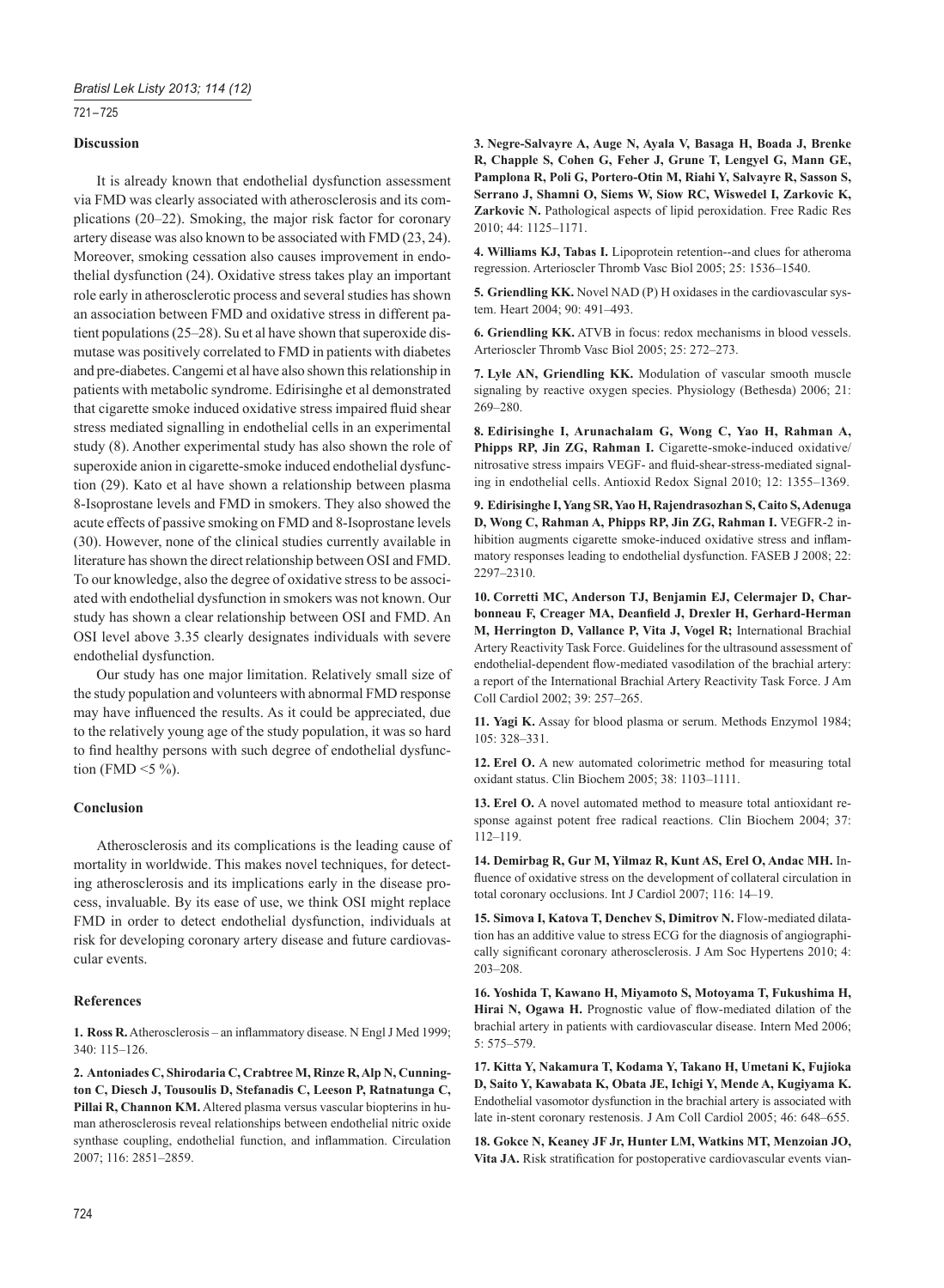## Discussion

It is already known that endothelial dysfunction assessment via FMD was clearly associated with atherosclerosis and its complications (20–22). Smoking, the major risk factor for coronary artery disease was also known to be associated with FMD (23, 24). Moreover, smoking cessation also causes improvement in endothelial dysfunction (24). Oxidative stress takes play an important role early in atherosclerotic process and several studies has shown an association between FMD and oxidative stress in different patient populations (25–28). Su et al have shown that superoxide dismutase was positively correlated to FMD in patients with diabetes and pre-diabetes. Cangemi et al have also shown this relationship in patients with metabolic syndrome. Edirisinghe et al demonstrated that cigarette smoke induced oxidative stress impaired fluid shear stress mediated signalling in endothelial cells in an experimental study (8). Another experimental study has also shown the role of superoxide anion in cigarette-smoke induced endothelial dysfunction (29). Kato et al have shown a relationship between plasma 8-Isoprostane levels and FMD in smokers. They also showed the acute effects of passive smoking on FMD and 8-Isoprostane levels (30). However, none of the clinical studies currently available in literature has shown the direct relationship between OSI and FMD. To our knowledge, also the degree of oxidative stress to be associated with endothelial dysfunction in smokers was not known. Our study has shown a clear relationship between OSI and FMD. An OSI level above 3.35 clearly designates individuals with severe endothelial dysfunction.

Our study has one major limitation. Relatively small size of the study population and volunteers with abnormal FMD response may have influenced the results. As it could be appreciated, due to the relatively young age of the study population, it was so hard to find healthy persons with such degree of endothelial dysfunction (FMD <5 %).

## Conclusion

Atherosclerosis and its complications is the leading cause of mortality in worldwide. This makes novel techniques, for detecting atherosclerosis and its implications early in the disease process, invaluable. By its ease of use, we think OSI might replace FMD in order to detect endothelial dysfunction, individuals at risk for developing coronary artery disease and future cardiovascular events.

## References

**1. Ross R.** Atherosclerosis – an inflammatory disease. N Engl J Med 1999; 340: 115–126.

**2. Antoniades C, Shirodaria C, Crabtree M, Rinze R, Alp N, Cunnington C, Diesch J, Tousoulis D, Stefanadis C, Leeson P, Ratnatunga C, Pillai R, Channon KM.** Altered plasma versus vascular biopterins in human atherosclerosis reveal relationships between endothelial nitric oxide synthase coupling, endothelial function, and inflammation. Circulation 2007; 116: 2851–2859.

**3. Negre-Salvayre A, Auge N, Ayala V, Basaga H, Boada J, Brenke R, Chapple S, Cohen G, Feher J, Grune T, Lengyel G, Mann GE, Pamplona R, Poli G, Portero-Otin M, Riahi Y, Salvayre R, Sasson S, Serrano J, Shamni O, Siems W, Siow RC, Wiswedel I, Zarkovic K, Zarkovic N.** Pathological aspects of lipid peroxidation. Free Radic Res 2010; 44: 1125–1171.

**4. Williams KJ, Tabas I.** Lipoprotein retention--and clues for atheroma regression. Arterioscler Thromb Vasc Biol 2005; 25: 1536–1540.

**5. Griendling KK.** Novel NAD (P) H oxidases in the cardiovascular system. Heart 2004; 90: 491–493.

**6. Griendling KK.** ATVB in focus: redox mechanisms in blood vessels. Arterioscler Thromb Vasc Biol 2005; 25: 272–273.

**7. Lyle AN, Griendling KK.** Modulation of vascular smooth muscle signaling by reactive oxygen species. Physiology (Bethesda) 2006; 21: 269–280.

**8. Edirisinghe I, Arunachalam G, Wong C, Yao H, Rahman A, Phipps RP, Jin ZG, Rahman I.** Cigarette-smoke-induced oxidative/nitrosative stress impairs VEGF- and fluid-shear-stress-mediated signaling in endothelial cells. Antioxid Redox Signal 2010; 12: 1355–1369.

**9. Edirisinghe I, Yang SR, Yao H, Rajendrasozhan S, Caito S, Adenuga D, Wong C, Rahman A, Phipps RP, Jin ZG, Rahman I.** VEGFR-2 inhibition augments cigarette smoke-induced oxidative stress and inflammatory responses leading to endothelial dysfunction. FASEB J 2008; 22: 2297–2310.

**10. Corretti MC, Anderson TJ, Benjamin EJ, Celermajer D, Charbonneau F, Creager MA, Deanfield J, Drexler H, Gerhard-Herman M, Herrington D, Vallance P, Vita J, Vogel R;** International Brachial Artery Reactivity Task Force. Guidelines for the ultrasound assessment of endothelial-dependent flow-mediated vasodilation of the brachial artery: a report of the International Brachial Artery Reactivity Task Force. J Am Coll Cardiol 2002; 39: 257–265.

**11. Yagi K.** Assay for blood plasma or serum. Methods Enzymol 1984; 105: 328–331.

**12. Erel O.** A new automated colorimetric method for measuring total oxidant status. Clin Biochem 2005; 38: 1103–1111.

**13. Erel O.** A novel automated method to measure total antioxidant response against potent free radical reactions. Clin Biochem 2004; 37: 112–119.

**14. Demirbag R, Gur M, Yilmaz R, Kunt AS, Erel O, Andac MH.** Influence of oxidative stress on the development of collateral circulation in total coronary occlusions. Int J Cardiol 2007; 116: 14–19.

**15. Simova I, Katova T, Denchev S, Dimitrov N.** Flow-mediated dilatation has an additive value to stress ECG for the diagnosis of angiographically significant coronary atherosclerosis. J Am Soc Hypertens 2010; 4: 203–208.

**16. Yoshida T, Kawano H, Miyamoto S, Motoyama T, Fukushima H, Hirai N, Ogawa H.** Prognostic value of flow-mediated dilation of the brachial artery in patients with cardiovascular disease. Intern Med 2006; 5: 575–579.

**17. Kitta Y, Nakamura T, Kodama Y, Takano H, Umetani K, Fujioka D, Saito Y, Kawabata K, Obata JE, Ichigi Y, Mende A, Kugiyama K.** Endothelial vasomotor dysfunction in the brachial artery is associated with late in-stent coronary restenosis. J Am Coll Cardiol 2005; 46: 648–655.

**18. Gokce N, Keaney JF Jr, Hunter LM, Watkins MT, Menzoian JO, Vita JA.** Risk stratification for postoperative cardiovascular events vian-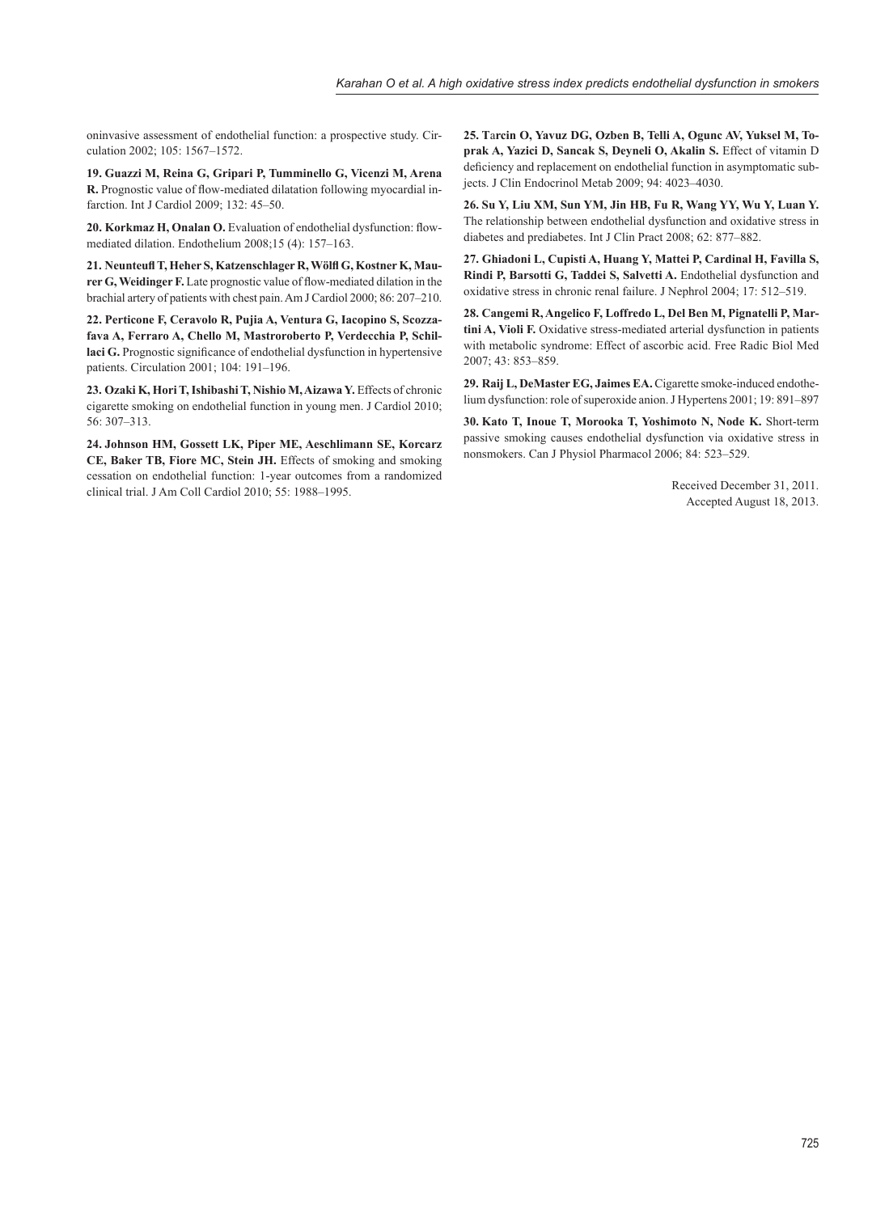oninvasive assessment of endothelial function: a prospective study. Circulation 2002; 105: 1567–1572.

**19. Guazzi M, Reina G, Gripari P, Tumminello G, Vicenzi M, Arena R.** Prognostic value of flow-mediated dilatation following myocardial infarction. Int J Cardiol 2009; 132: 45–50.

**20. Korkmaz H, Onalan O.** Evaluation of endothelial dysfunction: flow-mediated dilation. Endothelium 2008;15 (4): 157–163.

**21. Neunteufl T, Heher S, Katzenschlager R, Wölfl G, Kostner K, Maurer G, Weidinger F.** Late prognostic value of flow-mediated dilation in the brachial artery of patients with chest pain. Am J Cardiol 2000; 86: 207–210.

**22. Perticone F, Ceravolo R, Pujia A, Ventura G, Iacopino S, Scozzafava A, Ferraro A, Chello M, Mastroroberto P, Verdecchia P, Schillaci G.** Prognostic significance of endothelial dysfunction in hypertensive patients. Circulation 2001; 104: 191–196.

**23. Ozaki K, Hori T, Ishibashi T, Nishio M, Aizawa Y.** Effects of chronic cigarette smoking on endothelial function in young men. J Cardiol 2010; 56: 307–313.

**24. Johnson HM, Gossett LK, Piper ME, Aeschlimann SE, Korcarz CE, Baker TB, Fiore MC, Stein JH.** Effects of smoking and smoking cessation on endothelial function: 1-year outcomes from a randomized clinical trial. J Am Coll Cardiol 2010; 55: 1988–1995.

**25. Tarcin O, Yavuz DG, Ozben B, Telli A, Ogunc AV, Yuksel M, Toprak A, Yazici D, Sancak S, Deyneli O, Akalin S.** Effect of vitamin D deficiency and replacement on endothelial function in asymptomatic subjects. J Clin Endocrinol Metab 2009; 94: 4023–4030.

**26. Su Y, Liu XM, Sun YM, Jin HB, Fu R, Wang YY, Wu Y, Luan Y.** The relationship between endothelial dysfunction and oxidative stress in diabetes and prediabetes. Int J Clin Pract 2008; 62: 877–882.

**27. Ghiadoni L, Cupisti A, Huang Y, Mattei P, Cardinal H, Favilla S, Rindi P, Barsotti G, Taddei S, Salvetti A.** Endothelial dysfunction and oxidative stress in chronic renal failure. J Nephrol 2004; 17: 512–519.

**28. Cangemi R, Angelico F, Loffredo L, Del Ben M, Pignatelli P, Martini A, Violi F.** Oxidative stress-mediated arterial dysfunction in patients with metabolic syndrome: Effect of ascorbic acid. Free Radic Biol Med 2007; 43: 853–859.

**29. Raij L, DeMaster EG, Jaimes EA.** Cigarette smoke-induced endothelium dysfunction: role of superoxide anion. J Hypertens 2001; 19: 891–897

**30. Kato T, Inoue T, Morooka T, Yoshimoto N, Node K.** Short-term passive smoking causes endothelial dysfunction via oxidative stress in nonsmokers. Can J Physiol Pharmacol 2006; 84: 523–529.

Received December 31, 2011.
Accepted August 18, 2013.